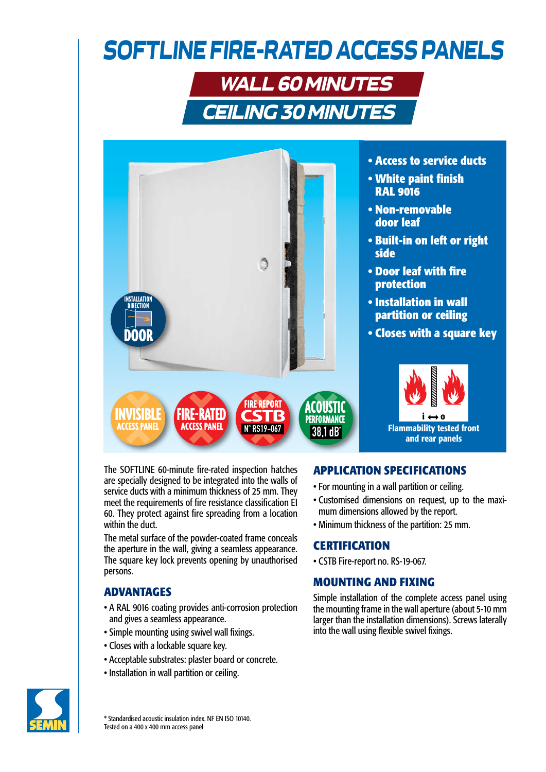# SOFTLINE FIRE-RATED ACCESS PANELS

## WALL 60 MINUTES

## CEILING 30 MINUTES

INSTALLATION DIRECTION DOOR

INVISIBLE ACCESS PANEL

FIRE-RATED ACCESS PANEL

FIRE REPORT CSTB N° RS19-067

ACOUSTIC PERFORMANCE 38,1 dB*

- **Access to service ducts**
- **White paint finish RAL 9016**
- **Non-removable door leaf**
- **Built-in on left or right side**
- **Door leaf with fire protection**
- **Installation in wall partition or ceiling**
- **Closes with a square key**

**Flammability tested front and rear panels**

The SOFTLINE 60-minute fire-rated inspection hatches are specially designed to be integrated into the walls of service ducts with a minimum thickness of 25 mm. They meet the requirements of fire resistance classification EI 60. They protect against fire spreading from a location within the duct.

The metal surface of the powder-coated frame conceals the aperture in the wall, giving a seamless appearance. The square key lock prevents opening by unauthorised persons.

## ADVANTAGES

- A RAL 9016 coating provides anti-corrosion protection and gives a seamless appearance.
- Simple mounting using swivel wall fixings.
- Closes with a lockable square key.
- Acceptable substrates: plaster board or concrete.
- Installation in wall partition or ceiling.

## APPLICATION SPECIFICATIONS

- For mounting in a wall partition or ceiling.
- Customised dimensions on request, up to the maximum dimensions allowed by the report.
- Minimum thickness of the partition: 25 mm.

## CERTIFICATION

- CSTB Fire-report no. RS-19-067.

## MOUNTING AND FIXING

Simple installation of the complete access panel using the mounting frame in the wall aperture (about 5-10 mm larger than the installation dimensions). Screws laterally into the wall using flexible swivel fixings.

SEMIN

* Standardised acoustic insulation index. NF EN ISO 10140.
Tested on a 400 x 400 mm access panel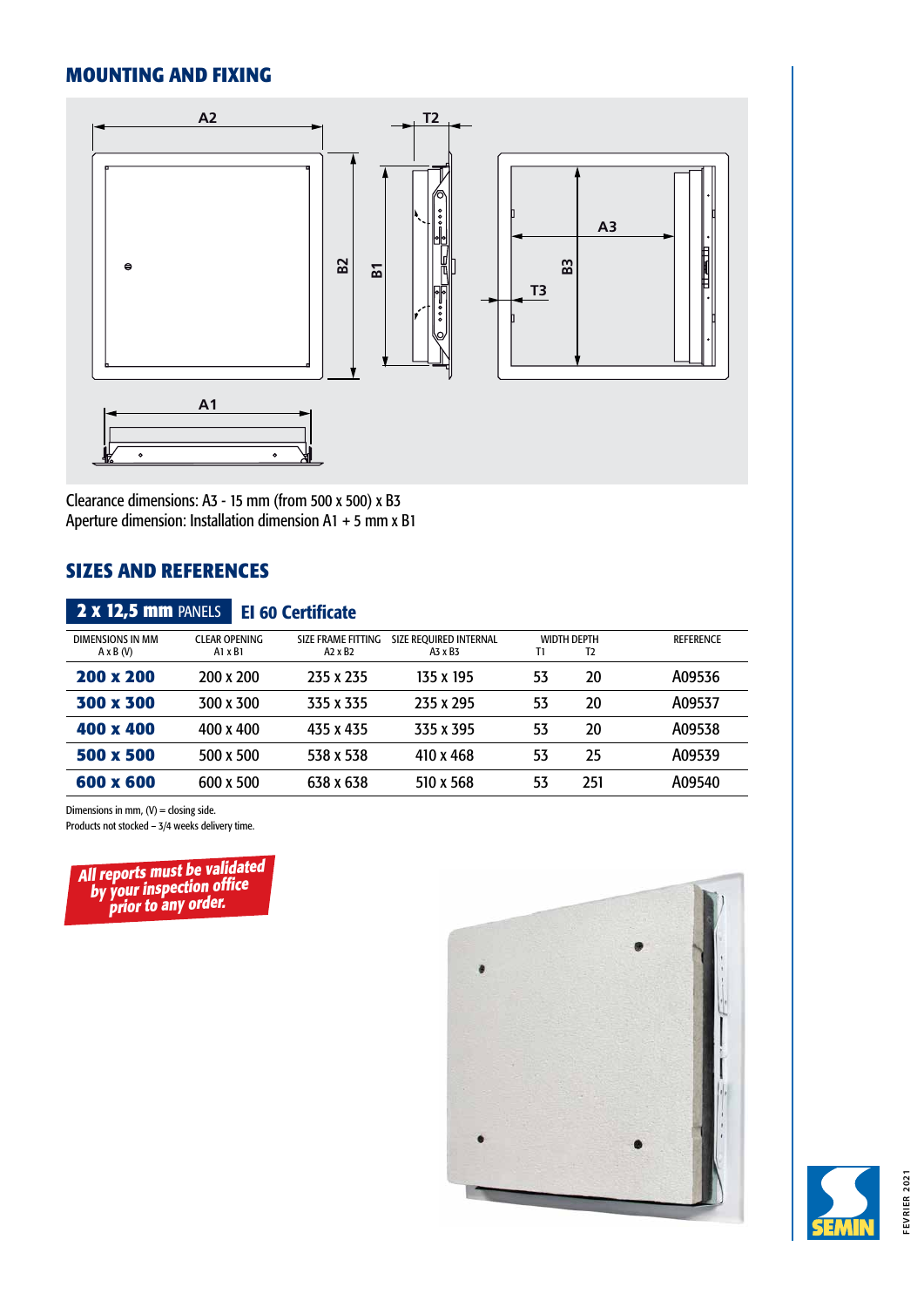## MOUNTING AND FIXING

A2
T2
B2
B1
A3
B3
T3
A1

Clearance dimensions: A3 - 15 mm (from 500 x 500) x B3
Aperture dimension: Installation dimension A1 + 5 mm x B1

## SIZES AND REFERENCES

**2 x 12,5 mm** PANELS **EI 60 Certificate**

| DIMENSIONS IN MM A x B (V) | CLEAR OPENING A1 x B1 | SIZE FRAME FITTING A2 x B2 | SIZE REQUIRED INTERNAL A3 x B3 | WIDTH T1 | DEPTH T2 | REFERENCE |
|---|---|---|---|---|---|---|
| **200 x 200** | 200 x 200 | 235 x 235 | 135 x 195 | 53 | 20 | A09536 |
| **300 x 300** | 300 x 300 | 335 x 335 | 235 x 295 | 53 | 20 | A09537 |
| **400 x 400** | 400 x 400 | 435 x 435 | 335 x 395 | 53 | 20 | A09538 |
| **500 x 500** | 500 x 500 | 538 x 538 | 410 x 468 | 53 | 25 | A09539 |
| **600 x 600** | 600 x 500 | 638 x 638 | 510 x 568 | 53 | 251 | A09540 |

Dimensions in mm, (V) = closing side.
Products not stocked – 3/4 weeks delivery time.

***All reports must be validated by your inspection office prior to any order.***

SEMIN

FEVRIER 2021